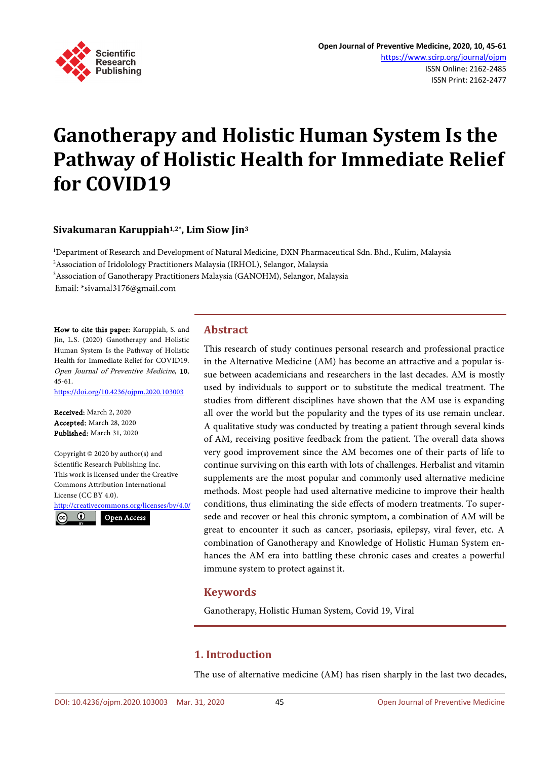# Ganotherapy and Holistic Human System Is the Pathway of Holistic Health for Immediate Relief for COVID19

**Sivakumaran Karuppiah[1,2*], Lim Siow Jin[3]**

[1]Department of Research and Development of Natural Medicine, DXN Pharmaceutical Sdn. Bhd., Kulim, Malaysia
[2]Association of Iridolology Practitioners Malaysia (IRHOL), Selangor, Malaysia
[3]Association of Ganotherapy Practitioners Malaysia (GANOHM), Selangor, Malaysia
Email: *sivamal3176@gmail.com

**How to cite this paper:** Karuppiah, S. and Jin, L.S. (2020) Ganotherapy and Holistic Human System Is the Pathway of Holistic Health for Immediate Relief for COVID19. *Open Journal of Preventive Medicine*, **10**, 45-61.
https://doi.org/10.4236/ojpm.2020.103003

**Received:** March 2, 2020
**Accepted:** March 28, 2020
**Published:** March 31, 2020

Copyright © 2020 by author(s) and Scientific Research Publishing Inc.
This work is licensed under the Creative Commons Attribution International License (CC BY 4.0).
http://creativecommons.org/licenses/by/4.0/
Open Access

## Abstract

This research of study continues personal research and professional practice in the Alternative Medicine (AM) has become an attractive and a popular issue between academicians and researchers in the last decades. AM is mostly used by individuals to support or to substitute the medical treatment. The studies from different disciplines have shown that the AM use is expanding all over the world but the popularity and the types of its use remain unclear. A qualitative study was conducted by treating a patient through several kinds of AM, receiving positive feedback from the patient. The overall data shows very good improvement since the AM becomes one of their parts of life to continue surviving on this earth with lots of challenges. Herbalist and vitamin supplements are the most popular and commonly used alternative medicine methods. Most people had used alternative medicine to improve their health conditions, thus eliminating the side effects of modern treatments. To supersede and recover or heal this chronic symptom, a combination of AM will be great to encounter it such as cancer, psoriasis, epilepsy, viral fever, etc. A combination of Ganotherapy and Knowledge of Holistic Human System enhances the AM era into battling these chronic cases and creates a powerful immune system to protect against it.

## Keywords

Ganotherapy, Holistic Human System, Covid 19, Viral

## 1. Introduction

The use of alternative medicine (AM) has risen sharply in the last two decades,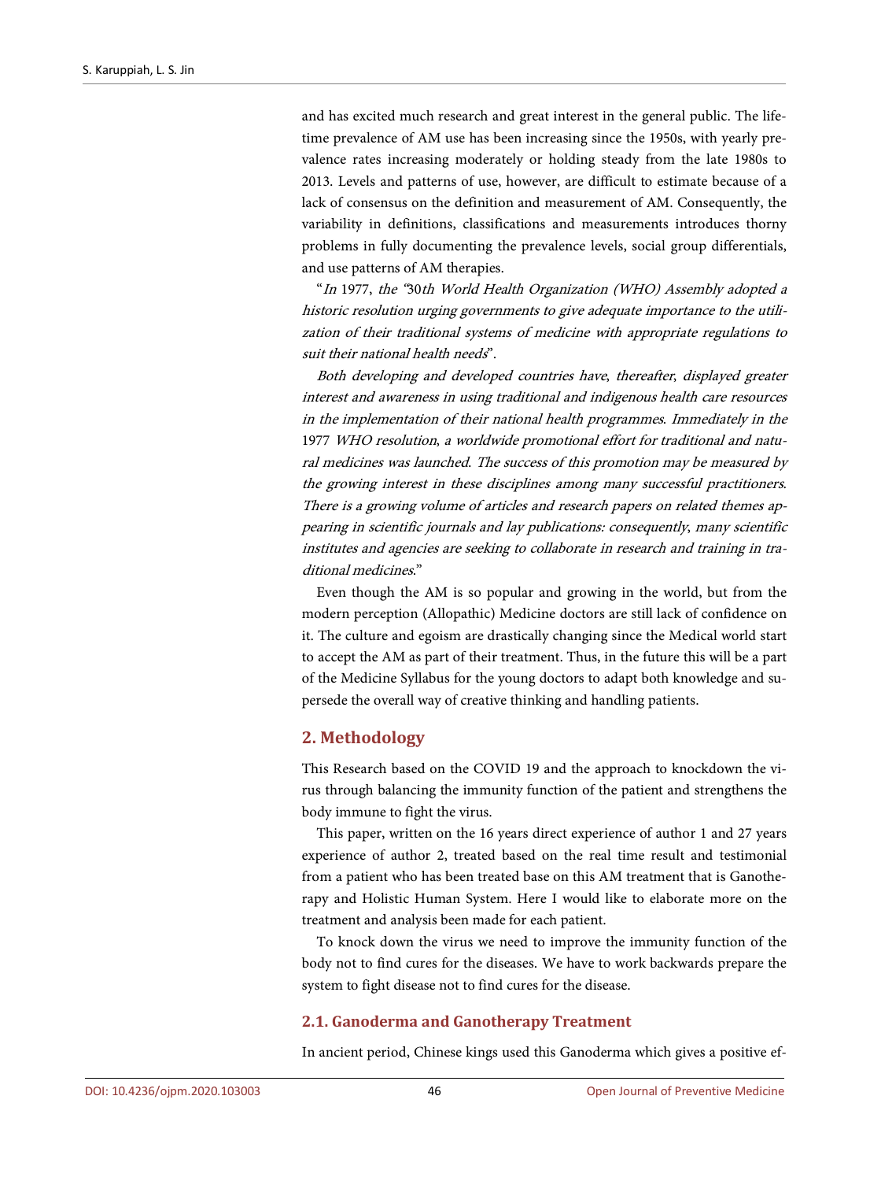and has excited much research and great interest in the general public. The lifetime prevalence of AM use has been increasing since the 1950s, with yearly prevalence rates increasing moderately or holding steady from the late 1980s to 2013. Levels and patterns of use, however, are difficult to estimate because of a lack of consensus on the definition and measurement of AM. Consequently, the variability in definitions, classifications and measurements introduces thorny problems in fully documenting the prevalence levels, social group differentials, and use patterns of AM therapies.

"*In* 1977, *the "*30*th World Health Organization (WHO) Assembly adopted a historic resolution urging governments to give adequate importance to the utilization of their traditional systems of medicine with appropriate regulations to suit their national health needs*".

*Both developing and developed countries have, thereafter, displayed greater interest and awareness in using traditional and indigenous health care resources in the implementation of their national health programmes. Immediately in the* 1977 *WHO resolution, a worldwide promotional effort for traditional and natural medicines was launched. The success of this promotion may be measured by the growing interest in these disciplines among many successful practitioners. There is a growing volume of articles and research papers on related themes appearing in scientific journals and lay publications: consequently, many scientific institutes and agencies are seeking to collaborate in research and training in traditional medicines*."

Even though the AM is so popular and growing in the world, but from the modern perception (Allopathic) Medicine doctors are still lack of confidence on it. The culture and egoism are drastically changing since the Medical world start to accept the AM as part of their treatment. Thus, in the future this will be a part of the Medicine Syllabus for the young doctors to adapt both knowledge and supersede the overall way of creative thinking and handling patients.

## 2. Methodology

This Research based on the COVID 19 and the approach to knockdown the virus through balancing the immunity function of the patient and strengthens the body immune to fight the virus.

This paper, written on the 16 years direct experience of author 1 and 27 years experience of author 2, treated based on the real time result and testimonial from a patient who has been treated base on this AM treatment that is Ganotherapy and Holistic Human System. Here I would like to elaborate more on the treatment and analysis been made for each patient.

To knock down the virus we need to improve the immunity function of the body not to find cures for the diseases. We have to work backwards prepare the system to fight disease not to find cures for the disease.

### 2.1. Ganoderma and Ganotherapy Treatment

In ancient period, Chinese kings used this Ganoderma which gives a positive ef-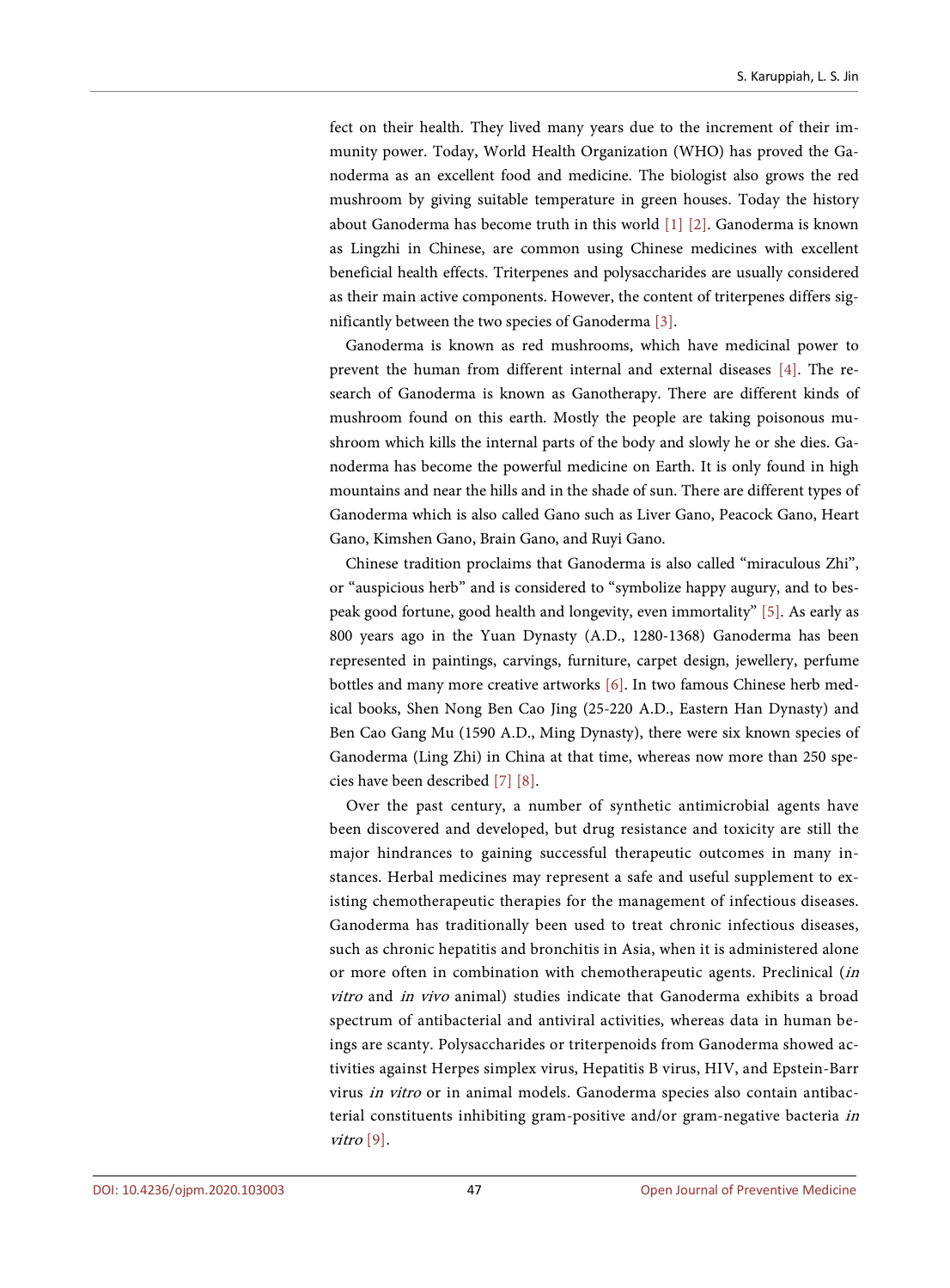fect on their health. They lived many years due to the increment of their immunity power. Today, World Health Organization (WHO) has proved the Ganoderma as an excellent food and medicine. The biologist also grows the red mushroom by giving suitable temperature in green houses. Today the history about Ganoderma has become truth in this world [1] [2]. Ganoderma is known as Lingzhi in Chinese, are common using Chinese medicines with excellent beneficial health effects. Triterpenes and polysaccharides are usually considered as their main active components. However, the content of triterpenes differs significantly between the two species of Ganoderma [3].

Ganoderma is known as red mushrooms, which have medicinal power to prevent the human from different internal and external diseases [4]. The research of Ganoderma is known as Ganotherapy. There are different kinds of mushroom found on this earth. Mostly the people are taking poisonous mushroom which kills the internal parts of the body and slowly he or she dies. Ganoderma has become the powerful medicine on Earth. It is only found in high mountains and near the hills and in the shade of sun. There are different types of Ganoderma which is also called Gano such as Liver Gano, Peacock Gano, Heart Gano, Kimshen Gano, Brain Gano, and Ruyi Gano.

Chinese tradition proclaims that Ganoderma is also called "miraculous Zhi", or "auspicious herb" and is considered to "symbolize happy augury, and to bespeak good fortune, good health and longevity, even immortality" [5]. As early as 800 years ago in the Yuan Dynasty (A.D., 1280-1368) Ganoderma has been represented in paintings, carvings, furniture, carpet design, jewellery, perfume bottles and many more creative artworks [6]. In two famous Chinese herb medical books, Shen Nong Ben Cao Jing (25-220 A.D., Eastern Han Dynasty) and Ben Cao Gang Mu (1590 A.D., Ming Dynasty), there were six known species of Ganoderma (Ling Zhi) in China at that time, whereas now more than 250 species have been described [7] [8].

Over the past century, a number of synthetic antimicrobial agents have been discovered and developed, but drug resistance and toxicity are still the major hindrances to gaining successful therapeutic outcomes in many instances. Herbal medicines may represent a safe and useful supplement to existing chemotherapeutic therapies for the management of infectious diseases. Ganoderma has traditionally been used to treat chronic infectious diseases, such as chronic hepatitis and bronchitis in Asia, when it is administered alone or more often in combination with chemotherapeutic agents. Preclinical (*in vitro* and *in vivo* animal) studies indicate that Ganoderma exhibits a broad spectrum of antibacterial and antiviral activities, whereas data in human beings are scanty. Polysaccharides or triterpenoids from Ganoderma showed activities against Herpes simplex virus, Hepatitis B virus, HIV, and Epstein-Barr virus *in vitro* or in animal models. Ganoderma species also contain antibacterial constituents inhibiting gram-positive and/or gram-negative bacteria *in vitro* [9].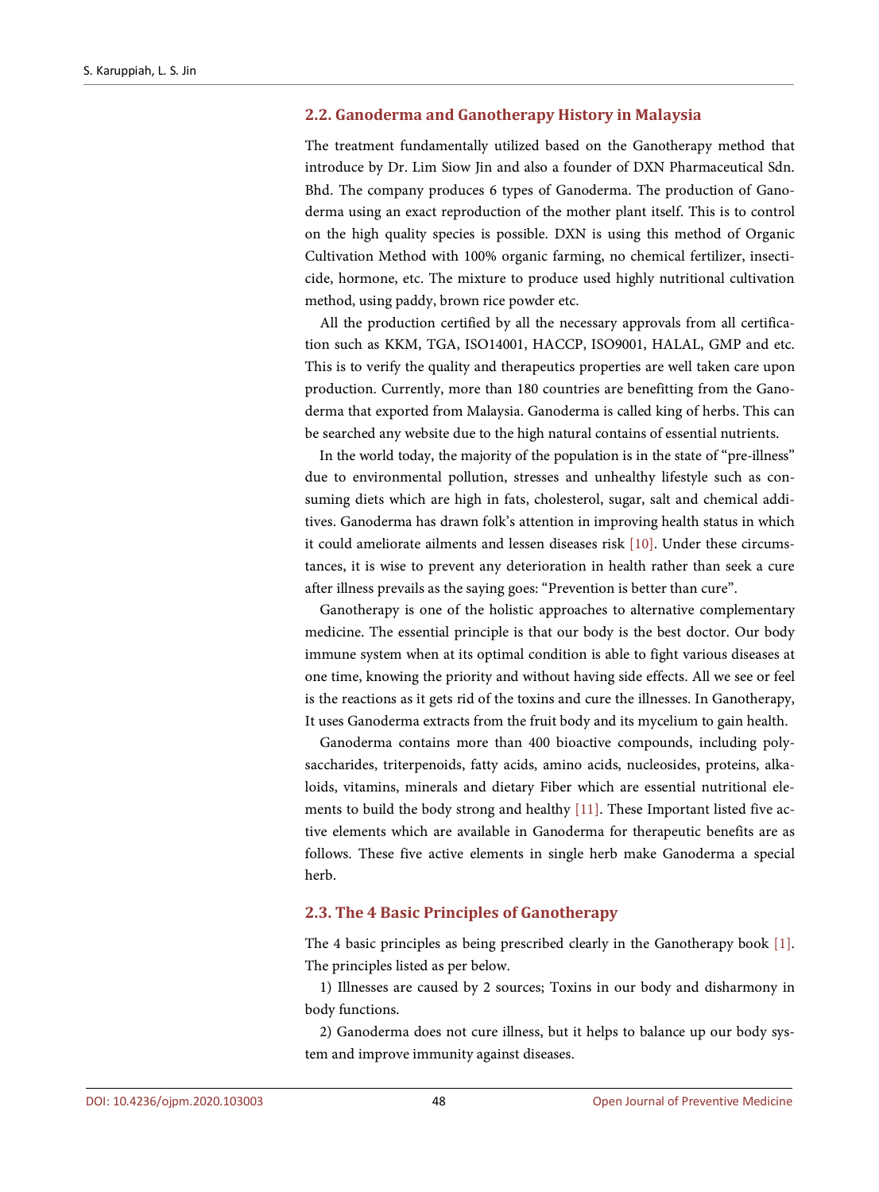## 2.2. Ganoderma and Ganotherapy History in Malaysia

The treatment fundamentally utilized based on the Ganotherapy method that introduce by Dr. Lim Siow Jin and also a founder of DXN Pharmaceutical Sdn. Bhd. The company produces 6 types of Ganoderma. The production of Ganoderma using an exact reproduction of the mother plant itself. This is to control on the high quality species is possible. DXN is using this method of Organic Cultivation Method with 100% organic farming, no chemical fertilizer, insecticide, hormone, etc. The mixture to produce used highly nutritional cultivation method, using paddy, brown rice powder etc.

All the production certified by all the necessary approvals from all certification such as KKM, TGA, ISO14001, HACCP, ISO9001, HALAL, GMP and etc. This is to verify the quality and therapeutics properties are well taken care upon production. Currently, more than 180 countries are benefitting from the Ganoderma that exported from Malaysia. Ganoderma is called king of herbs. This can be searched any website due to the high natural contains of essential nutrients.

In the world today, the majority of the population is in the state of "pre-illness" due to environmental pollution, stresses and unhealthy lifestyle such as consuming diets which are high in fats, cholesterol, sugar, salt and chemical additives. Ganoderma has drawn folk's attention in improving health status in which it could ameliorate ailments and lessen diseases risk [10]. Under these circumstances, it is wise to prevent any deterioration in health rather than seek a cure after illness prevails as the saying goes: "Prevention is better than cure".

Ganotherapy is one of the holistic approaches to alternative complementary medicine. The essential principle is that our body is the best doctor. Our body immune system when at its optimal condition is able to fight various diseases at one time, knowing the priority and without having side effects. All we see or feel is the reactions as it gets rid of the toxins and cure the illnesses. In Ganotherapy, It uses Ganoderma extracts from the fruit body and its mycelium to gain health.

Ganoderma contains more than 400 bioactive compounds, including polysaccharides, triterpenoids, fatty acids, amino acids, nucleosides, proteins, alkaloids, vitamins, minerals and dietary Fiber which are essential nutritional elements to build the body strong and healthy [11]. These Important listed five active elements which are available in Ganoderma for therapeutic benefits are as follows. These five active elements in single herb make Ganoderma a special herb.

## 2.3. The 4 Basic Principles of Ganotherapy

The 4 basic principles as being prescribed clearly in the Ganotherapy book [1]. The principles listed as per below.

1) Illnesses are caused by 2 sources; Toxins in our body and disharmony in body functions.

2) Ganoderma does not cure illness, but it helps to balance up our body system and improve immunity against diseases.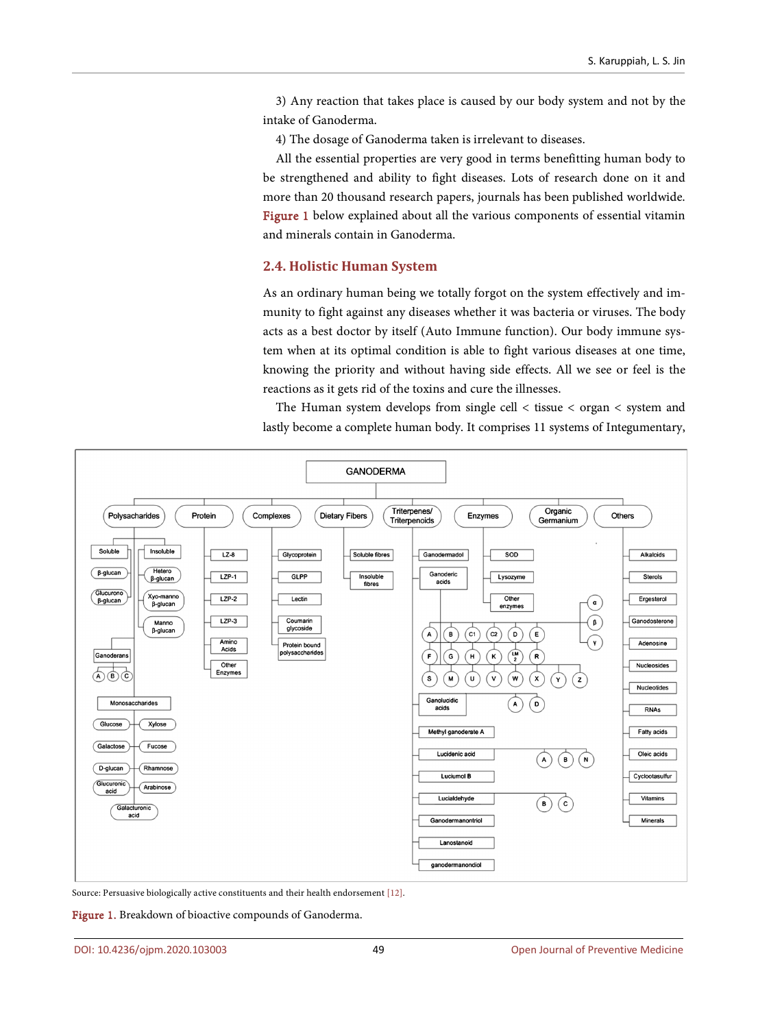3) Any reaction that takes place is caused by our body system and not by the intake of Ganoderma.

4) The dosage of Ganoderma taken is irrelevant to diseases.

All the essential properties are very good in terms benefitting human body to be strengthened and ability to fight diseases. Lots of research done on it and more than 20 thousand research papers, journals has been published worldwide. Figure 1 below explained about all the various components of essential vitamin and minerals contain in Ganoderma.

## 2.4. Holistic Human System

As an ordinary human being we totally forgot on the system effectively and immunity to fight against any diseases whether it was bacteria or viruses. The body acts as a best doctor by itself (Auto Immune function). Our body immune system when at its optimal condition is able to fight various diseases at one time, knowing the priority and without having side effects. All we see or feel is the reactions as it gets rid of the toxins and cure the illnesses.

The Human system develops from single cell < tissue < organ < system and lastly become a complete human body. It comprises 11 systems of Integumentary,

Source: Persuasive biologically active constituents and their health endorsement [12].

Figure 1. Breakdown of bioactive compounds of Ganoderma.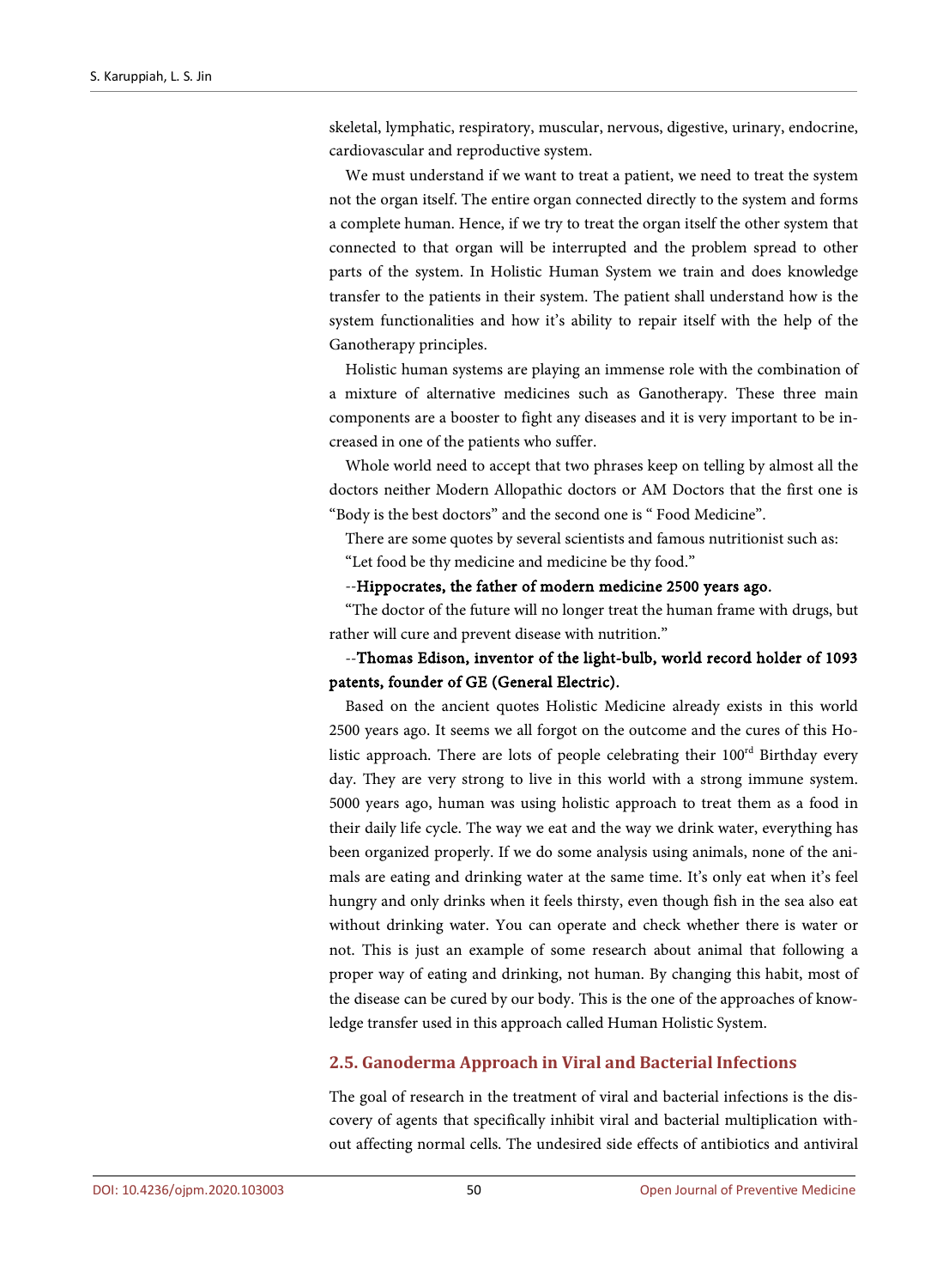skeletal, lymphatic, respiratory, muscular, nervous, digestive, urinary, endocrine, cardiovascular and reproductive system.

We must understand if we want to treat a patient, we need to treat the system not the organ itself. The entire organ connected directly to the system and forms a complete human. Hence, if we try to treat the organ itself the other system that connected to that organ will be interrupted and the problem spread to other parts of the system. In Holistic Human System we train and does knowledge transfer to the patients in their system. The patient shall understand how is the system functionalities and how it's ability to repair itself with the help of the Ganotherapy principles.

Holistic human systems are playing an immense role with the combination of a mixture of alternative medicines such as Ganotherapy. These three main components are a booster to fight any diseases and it is very important to be increased in one of the patients who suffer.

Whole world need to accept that two phrases keep on telling by almost all the doctors neither Modern Allopathic doctors or AM Doctors that the first one is "Body is the best doctors" and the second one is " Food Medicine".

There are some quotes by several scientists and famous nutritionist such as:

"Let food be thy medicine and medicine be thy food."

--**Hippocrates, the father of modern medicine 2500 years ago.**

"The doctor of the future will no longer treat the human frame with drugs, but rather will cure and prevent disease with nutrition."

--**Thomas Edison, inventor of the light-bulb, world record holder of 1093 patents, founder of GE (General Electric).**

Based on the ancient quotes Holistic Medicine already exists in this world 2500 years ago. It seems we all forgot on the outcome and the cures of this Holistic approach. There are lots of people celebrating their 100rd Birthday every day. They are very strong to live in this world with a strong immune system. 5000 years ago, human was using holistic approach to treat them as a food in their daily life cycle. The way we eat and the way we drink water, everything has been organized properly. If we do some analysis using animals, none of the animals are eating and drinking water at the same time. It's only eat when it's feel hungry and only drinks when it feels thirsty, even though fish in the sea also eat without drinking water. You can operate and check whether there is water or not. This is just an example of some research about animal that following a proper way of eating and drinking, not human. By changing this habit, most of the disease can be cured by our body. This is the one of the approaches of knowledge transfer used in this approach called Human Holistic System.

## 2.5. Ganoderma Approach in Viral and Bacterial Infections

The goal of research in the treatment of viral and bacterial infections is the discovery of agents that specifically inhibit viral and bacterial multiplication without affecting normal cells. The undesired side effects of antibiotics and antiviral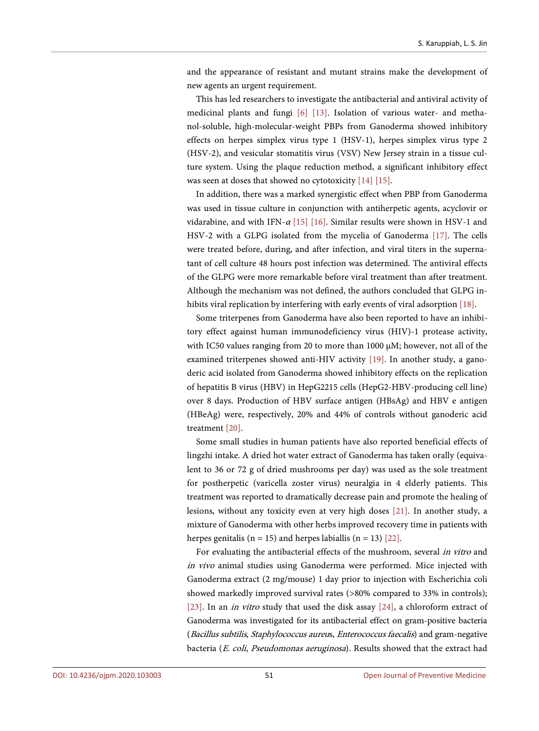and the appearance of resistant and mutant strains make the development of new agents an urgent requirement.

This has led researchers to investigate the antibacterial and antiviral activity of medicinal plants and fungi [6] [13]. Isolation of various water- and methanol-soluble, high-molecular-weight PBPs from Ganoderma showed inhibitory effects on herpes simplex virus type 1 (HSV-1), herpes simplex virus type 2 (HSV-2), and vesicular stomatitis virus (VSV) New Jersey strain in a tissue culture system. Using the plaque reduction method, a significant inhibitory effect was seen at doses that showed no cytotoxicity [14] [15].

In addition, there was a marked synergistic effect when PBP from Ganoderma was used in tissue culture in conjunction with antiherpetic agents, acyclovir or vidarabine, and with IFN-$\alpha$ [15] [16]. Similar results were shown in HSV-1 and HSV-2 with a GLPG isolated from the mycelia of Ganoderma [17]. The cells were treated before, during, and after infection, and viral titers in the supernatant of cell culture 48 hours post infection was determined. The antiviral effects of the GLPG were more remarkable before viral treatment than after treatment. Although the mechanism was not defined, the authors concluded that GLPG inhibits viral replication by interfering with early events of viral adsorption [18].

Some triterpenes from Ganoderma have also been reported to have an inhibitory effect against human immunodeficiency virus (HIV)-1 protease activity, with IC50 values ranging from 20 to more than 1000 μM; however, not all of the examined triterpenes showed anti-HIV activity [19]. In another study, a ganoderic acid isolated from Ganoderma showed inhibitory effects on the replication of hepatitis B virus (HBV) in HepG2215 cells (HepG2-HBV-producing cell line) over 8 days. Production of HBV surface antigen (HBsAg) and HBV e antigen (HBeAg) were, respectively, 20% and 44% of controls without ganoderic acid treatment [20].

Some small studies in human patients have also reported beneficial effects of lingzhi intake. A dried hot water extract of Ganoderma has taken orally (equivalent to 36 or 72 g of dried mushrooms per day) was used as the sole treatment for postherpetic (varicella zoster virus) neuralgia in 4 elderly patients. This treatment was reported to dramatically decrease pain and promote the healing of lesions, without any toxicity even at very high doses [21]. In another study, a mixture of Ganoderma with other herbs improved recovery time in patients with herpes genitalis (n = 15) and herpes labiallis (n = 13) [22].

For evaluating the antibacterial effects of the mushroom, several *in vitro* and *in vivo* animal studies using Ganoderma were performed. Mice injected with Ganoderma extract (2 mg/mouse) 1 day prior to injection with Escherichia coli showed markedly improved survival rates (>80% compared to 33% in controls); [23]. In an *in vitro* study that used the disk assay [24], a chloroform extract of Ganoderma was investigated for its antibacterial effect on gram-positive bacteria (*Bacillus subtilis*, *Staphylococcus aureus*, *Enterococcus faecalis*) and gram-negative bacteria (*E. coli*, *Pseudomonas aeruginosa*). Results showed that the extract had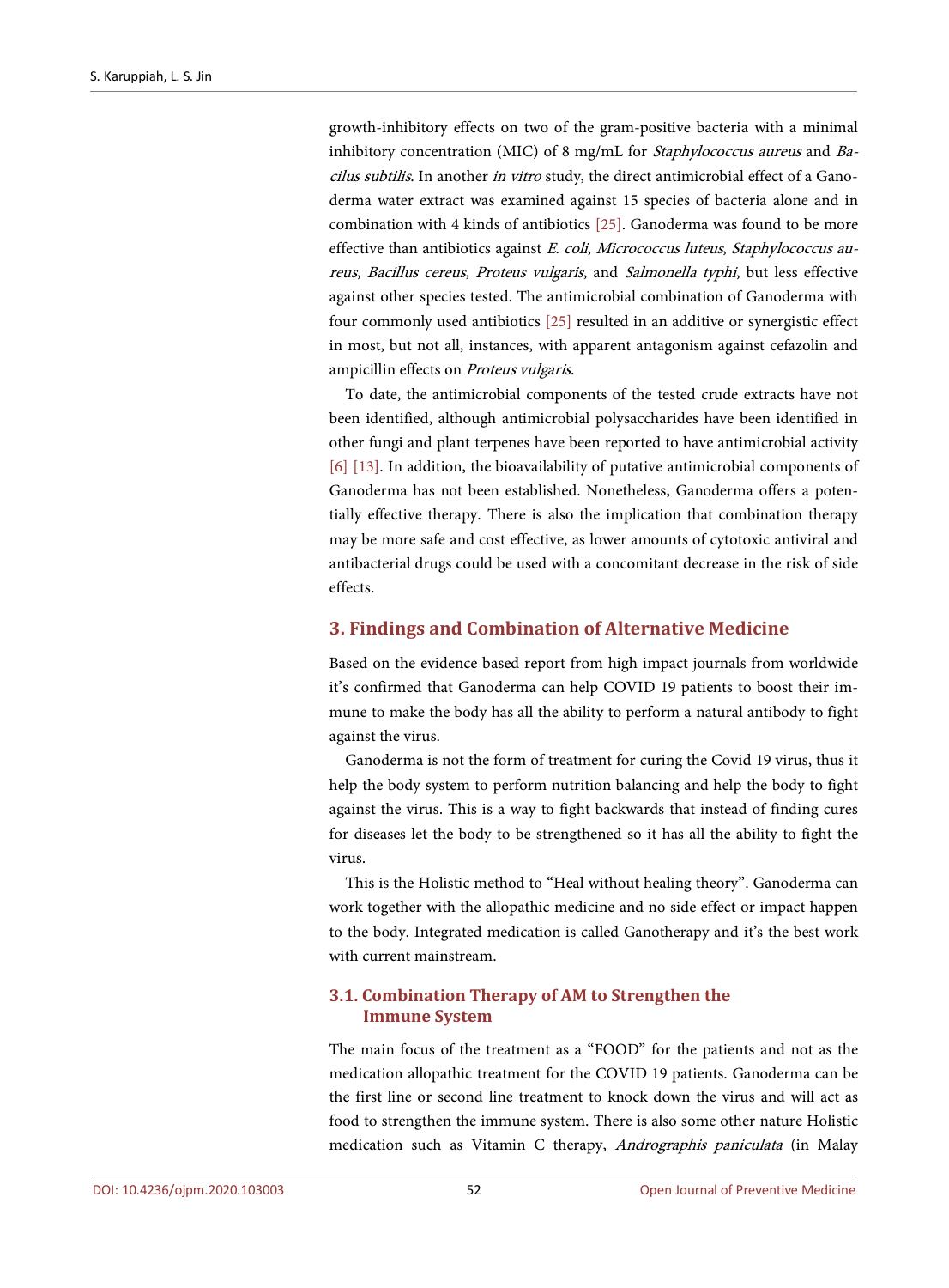growth-inhibitory effects on two of the gram-positive bacteria with a minimal inhibitory concentration (MIC) of 8 mg/mL for *Staphylococcus aureus* and *Bacilus subtilis*. In another *in vitro* study, the direct antimicrobial effect of a Ganoderma water extract was examined against 15 species of bacteria alone and in combination with 4 kinds of antibiotics [25]. Ganoderma was found to be more effective than antibiotics against *E. coli*, *Micrococcus luteus*, *Staphylococcus aureus*, *Bacillus cereus*, *Proteus vulgaris*, and *Salmonella typhi*, but less effective against other species tested. The antimicrobial combination of Ganoderma with four commonly used antibiotics [25] resulted in an additive or synergistic effect in most, but not all, instances, with apparent antagonism against cefazolin and ampicillin effects on *Proteus vulgaris*.

To date, the antimicrobial components of the tested crude extracts have not been identified, although antimicrobial polysaccharides have been identified in other fungi and plant terpenes have been reported to have antimicrobial activity [6] [13]. In addition, the bioavailability of putative antimicrobial components of Ganoderma has not been established. Nonetheless, Ganoderma offers a potentially effective therapy. There is also the implication that combination therapy may be more safe and cost effective, as lower amounts of cytotoxic antiviral and antibacterial drugs could be used with a concomitant decrease in the risk of side effects.

## 3. Findings and Combination of Alternative Medicine

Based on the evidence based report from high impact journals from worldwide it's confirmed that Ganoderma can help COVID 19 patients to boost their immune to make the body has all the ability to perform a natural antibody to fight against the virus.

Ganoderma is not the form of treatment for curing the Covid 19 virus, thus it help the body system to perform nutrition balancing and help the body to fight against the virus. This is a way to fight backwards that instead of finding cures for diseases let the body to be strengthened so it has all the ability to fight the virus.

This is the Holistic method to "Heal without healing theory". Ganoderma can work together with the allopathic medicine and no side effect or impact happen to the body. Integrated medication is called Ganotherapy and it's the best work with current mainstream.

### 3.1. Combination Therapy of AM to Strengthen the Immune System

The main focus of the treatment as a "FOOD" for the patients and not as the medication allopathic treatment for the COVID 19 patients. Ganoderma can be the first line or second line treatment to knock down the virus and will act as food to strengthen the immune system. There is also some other nature Holistic medication such as Vitamin C therapy, *Andrographis paniculata* (in Malay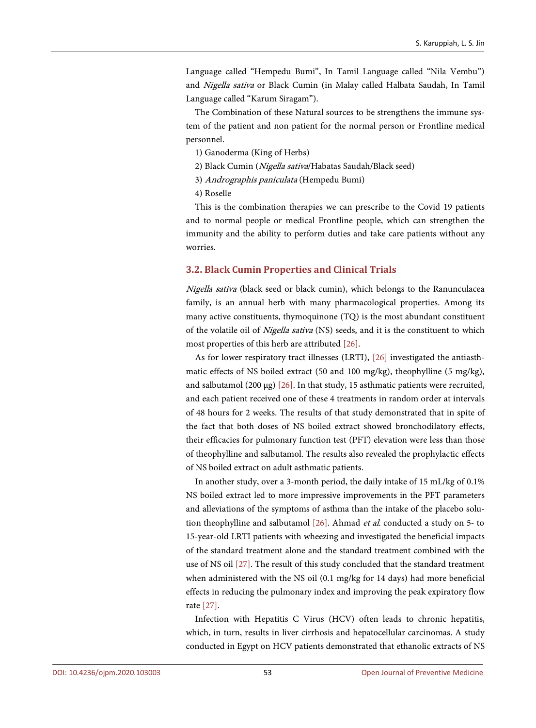Language called "Hempedu Bumi", In Tamil Language called "Nila Vembu") and *Nigella sativa* or Black Cumin (in Malay called Halbata Saudah, In Tamil Language called "Karum Siragam").

The Combination of these Natural sources to be strengthens the immune system of the patient and non patient for the normal person or Frontline medical personnel.

1) Ganoderma (King of Herbs)
2) Black Cumin (*Nigella sativa*/Habatas Saudah/Black seed)
3) *Andrographis paniculata* (Hempedu Bumi)
4) Roselle

This is the combination therapies we can prescribe to the Covid 19 patients and to normal people or medical Frontline people, which can strengthen the immunity and the ability to perform duties and take care patients without any worries.

### 3.2. Black Cumin Properties and Clinical Trials

*Nigella sativa* (black seed or black cumin), which belongs to the Ranunculacea family, is an annual herb with many pharmacological properties. Among its many active constituents, thymoquinone (TQ) is the most abundant constituent of the volatile oil of *Nigella sativa* (NS) seeds, and it is the constituent to which most properties of this herb are attributed [26].

As for lower respiratory tract illnesses (LRTI), [26] investigated the antiasthmatic effects of NS boiled extract (50 and 100 mg/kg), theophylline (5 mg/kg), and salbutamol (200 μg) [26]. In that study, 15 asthmatic patients were recruited, and each patient received one of these 4 treatments in random order at intervals of 48 hours for 2 weeks. The results of that study demonstrated that in spite of the fact that both doses of NS boiled extract showed bronchodilatory effects, their efficacies for pulmonary function test (PFT) elevation were less than those of theophylline and salbutamol. The results also revealed the prophylactic effects of NS boiled extract on adult asthmatic patients.

In another study, over a 3-month period, the daily intake of 15 mL/kg of 0.1% NS boiled extract led to more impressive improvements in the PFT parameters and alleviations of the symptoms of asthma than the intake of the placebo solution theophylline and salbutamol [26]. Ahmad *et al.* conducted a study on 5- to 15-year-old LRTI patients with wheezing and investigated the beneficial impacts of the standard treatment alone and the standard treatment combined with the use of NS oil [27]. The result of this study concluded that the standard treatment when administered with the NS oil (0.1 mg/kg for 14 days) had more beneficial effects in reducing the pulmonary index and improving the peak expiratory flow rate [27].

Infection with Hepatitis C Virus (HCV) often leads to chronic hepatitis, which, in turn, results in liver cirrhosis and hepatocellular carcinomas. A study conducted in Egypt on HCV patients demonstrated that ethanolic extracts of NS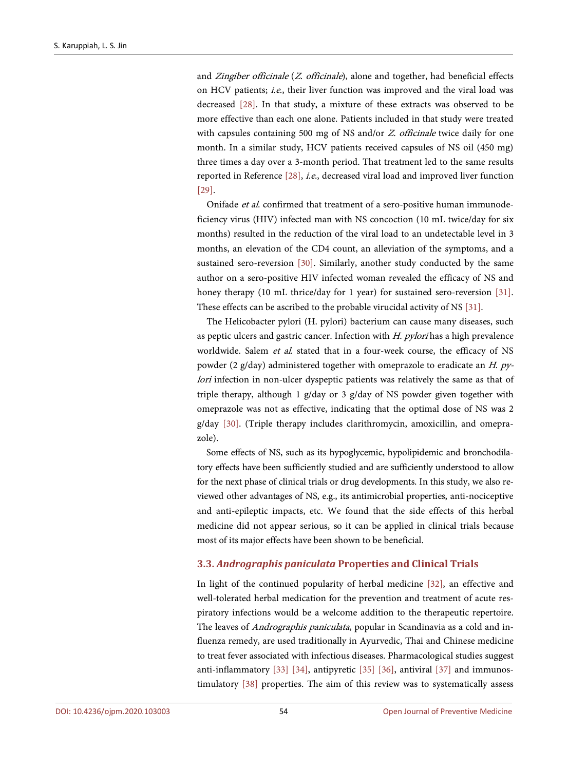and *Zingiber officinale* (*Z. officinale*), alone and together, had beneficial effects on HCV patients; *i.e.*, their liver function was improved and the viral load was decreased [28]. In that study, a mixture of these extracts was observed to be more effective than each one alone. Patients included in that study were treated with capsules containing 500 mg of NS and/or *Z. officinale* twice daily for one month. In a similar study, HCV patients received capsules of NS oil (450 mg) three times a day over a 3-month period. That treatment led to the same results reported in Reference [28], *i.e.*, decreased viral load and improved liver function [29].

Onifade *et al.* confirmed that treatment of a sero-positive human immunodeficiency virus (HIV) infected man with NS concoction (10 mL twice/day for six months) resulted in the reduction of the viral load to an undetectable level in 3 months, an elevation of the CD4 count, an alleviation of the symptoms, and a sustained sero-reversion [30]. Similarly, another study conducted by the same author on a sero-positive HIV infected woman revealed the efficacy of NS and honey therapy (10 mL thrice/day for 1 year) for sustained sero-reversion [31]. These effects can be ascribed to the probable virucidal activity of NS [31].

The Helicobacter pylori (H. pylori) bacterium can cause many diseases, such as peptic ulcers and gastric cancer. Infection with *H. pylori* has a high prevalence worldwide. Salem *et al.* stated that in a four-week course, the efficacy of NS powder (2 g/day) administered together with omeprazole to eradicate an *H. pylori* infection in non-ulcer dyspeptic patients was relatively the same as that of triple therapy, although 1 g/day or 3 g/day of NS powder given together with omeprazole was not as effective, indicating that the optimal dose of NS was 2 g/day [30]. (Triple therapy includes clarithromycin, amoxicillin, and omeprazole).

Some effects of NS, such as its hypoglycemic, hypolipidemic and bronchodilatory effects have been sufficiently studied and are sufficiently understood to allow for the next phase of clinical trials or drug developments. In this study, we also reviewed other advantages of NS, e.g., its antimicrobial properties, anti-nociceptive and anti-epileptic impacts, etc. We found that the side effects of this herbal medicine did not appear serious, so it can be applied in clinical trials because most of its major effects have been shown to be beneficial.

### 3.3. *Andrographis paniculata* Properties and Clinical Trials

In light of the continued popularity of herbal medicine [32], an effective and well-tolerated herbal medication for the prevention and treatment of acute respiratory infections would be a welcome addition to the therapeutic repertoire. The leaves of *Andrographis paniculata*, popular in Scandinavia as a cold and influenza remedy, are used traditionally in Ayurvedic, Thai and Chinese medicine to treat fever associated with infectious diseases. Pharmacological studies suggest anti-inflammatory [33] [34], antipyretic [35] [36], antiviral [37] and immunostimulatory [38] properties. The aim of this review was to systematically assess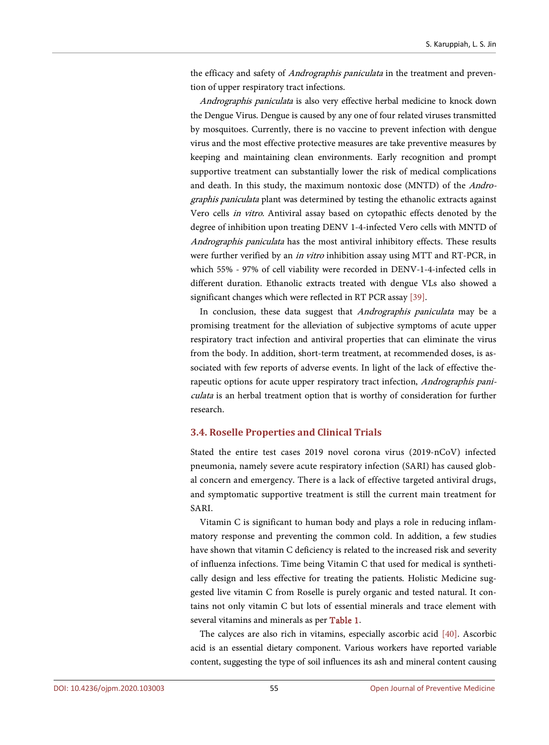the efficacy and safety of *Andrographis paniculata* in the treatment and prevention of upper respiratory tract infections.

*Andrographis paniculata* is also very effective herbal medicine to knock down the Dengue Virus. Dengue is caused by any one of four related viruses transmitted by mosquitoes. Currently, there is no vaccine to prevent infection with dengue virus and the most effective protective measures are take preventive measures by keeping and maintaining clean environments. Early recognition and prompt supportive treatment can substantially lower the risk of medical complications and death. In this study, the maximum nontoxic dose (MNTD) of the *Andrographis paniculata* plant was determined by testing the ethanolic extracts against Vero cells *in vitro*. Antiviral assay based on cytopathic effects denoted by the degree of inhibition upon treating DENV 1-4-infected Vero cells with MNTD of *Andrographis paniculata* has the most antiviral inhibitory effects. These results were further verified by an *in vitro* inhibition assay using MTT and RT-PCR, in which 55% - 97% of cell viability were recorded in DENV-1-4-infected cells in different duration. Ethanolic extracts treated with dengue VLs also showed a significant changes which were reflected in RT PCR assay [39].

In conclusion, these data suggest that *Andrographis paniculata* may be a promising treatment for the alleviation of subjective symptoms of acute upper respiratory tract infection and antiviral properties that can eliminate the virus from the body. In addition, short-term treatment, at recommended doses, is associated with few reports of adverse events. In light of the lack of effective therapeutic options for acute upper respiratory tract infection, *Andrographis paniculata* is an herbal treatment option that is worthy of consideration for further research.

### 3.4. Roselle Properties and Clinical Trials

Stated the entire test cases 2019 novel corona virus (2019-nCoV) infected pneumonia, namely severe acute respiratory infection (SARI) has caused global concern and emergency. There is a lack of effective targeted antiviral drugs, and symptomatic supportive treatment is still the current main treatment for SARI.

Vitamin C is significant to human body and plays a role in reducing inflammatory response and preventing the common cold. In addition, a few studies have shown that vitamin C deficiency is related to the increased risk and severity of influenza infections. Time being Vitamin C that used for medical is synthetically design and less effective for treating the patients. Holistic Medicine suggested live vitamin C from Roselle is purely organic and tested natural. It contains not only vitamin C but lots of essential minerals and trace element with several vitamins and minerals as per Table 1.

The calyces are also rich in vitamins, especially ascorbic acid [40]. Ascorbic acid is an essential dietary component. Various workers have reported variable content, suggesting the type of soil influences its ash and mineral content causing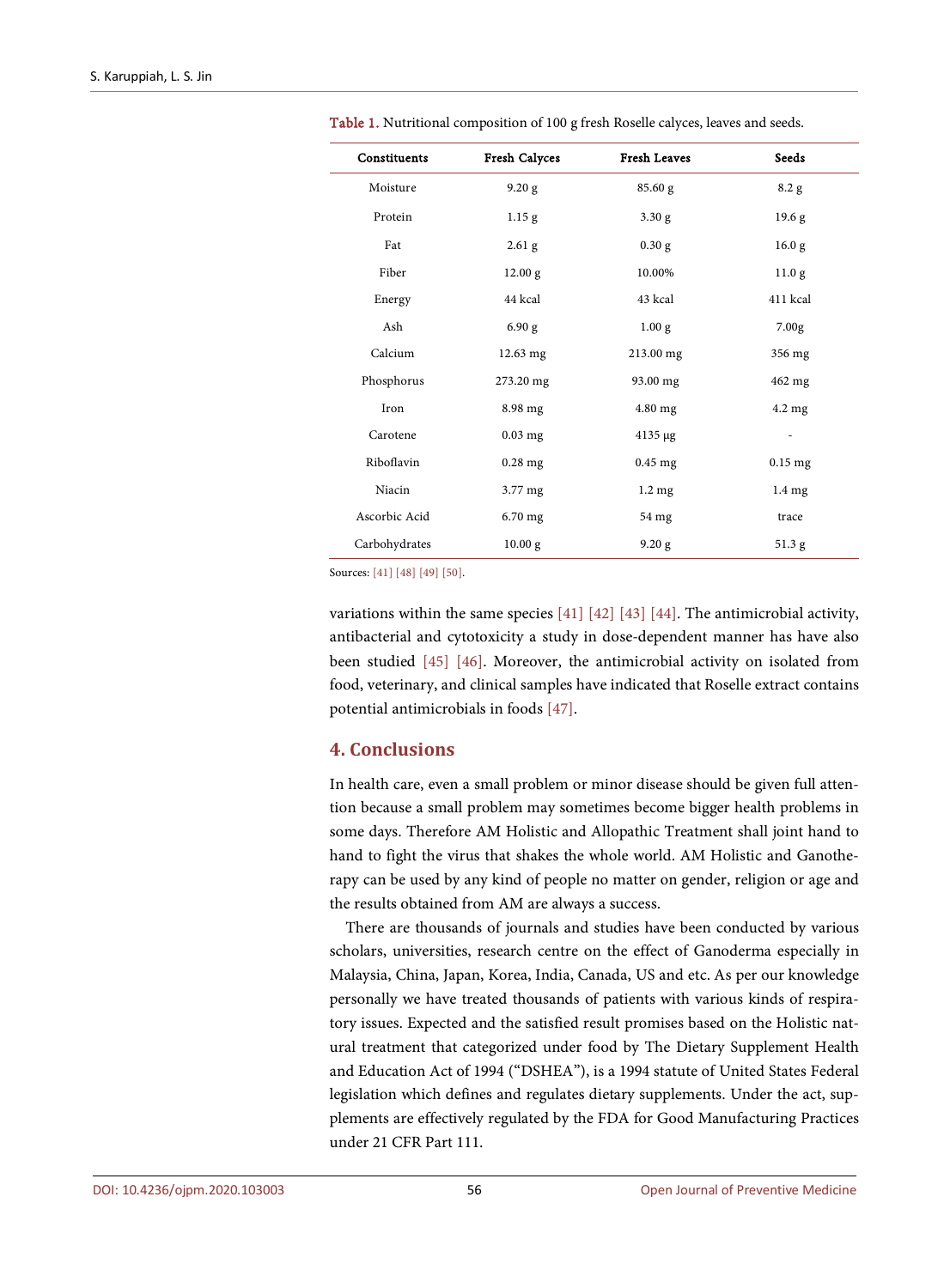Table 1. Nutritional composition of 100 g fresh Roselle calyces, leaves and seeds.

| Constituents | Fresh Calyces | Fresh Leaves | Seeds |
|---|---|---|---|
| Moisture | 9.20 g | 85.60 g | 8.2 g |
| Protein | 1.15 g | 3.30 g | 19.6 g |
| Fat | 2.61 g | 0.30 g | 16.0 g |
| Fiber | 12.00 g | 10.00% | 11.0 g |
| Energy | 44 kcal | 43 kcal | 411 kcal |
| Ash | 6.90 g | 1.00 g | 7.00g |
| Calcium | 12.63 mg | 213.00 mg | 356 mg |
| Phosphorus | 273.20 mg | 93.00 mg | 462 mg |
| Iron | 8.98 mg | 4.80 mg | 4.2 mg |
| Carotene | 0.03 mg | 4135 μg | - |
| Riboflavin | 0.28 mg | 0.45 mg | 0.15 mg |
| Niacin | 3.77 mg | 1.2 mg | 1.4 mg |
| Ascorbic Acid | 6.70 mg | 54 mg | trace |
| Carbohydrates | 10.00 g | 9.20 g | 51.3 g |

Sources: [41] [48] [49] [50].

variations within the same species [41] [42] [43] [44]. The antimicrobial activity, antibacterial and cytotoxicity a study in dose-dependent manner has have also been studied [45] [46]. Moreover, the antimicrobial activity on isolated from food, veterinary, and clinical samples have indicated that Roselle extract contains potential antimicrobials in foods [47].

## 4. Conclusions

In health care, even a small problem or minor disease should be given full attention because a small problem may sometimes become bigger health problems in some days. Therefore AM Holistic and Allopathic Treatment shall joint hand to hand to fight the virus that shakes the whole world. AM Holistic and Ganotherapy can be used by any kind of people no matter on gender, religion or age and the results obtained from AM are always a success.

There are thousands of journals and studies have been conducted by various scholars, universities, research centre on the effect of Ganoderma especially in Malaysia, China, Japan, Korea, India, Canada, US and etc. As per our knowledge personally we have treated thousands of patients with various kinds of respiratory issues. Expected and the satisfied result promises based on the Holistic natural treatment that categorized under food by The Dietary Supplement Health and Education Act of 1994 ("DSHEA"), is a 1994 statute of United States Federal legislation which defines and regulates dietary supplements. Under the act, supplements are effectively regulated by the FDA for Good Manufacturing Practices under 21 CFR Part 111.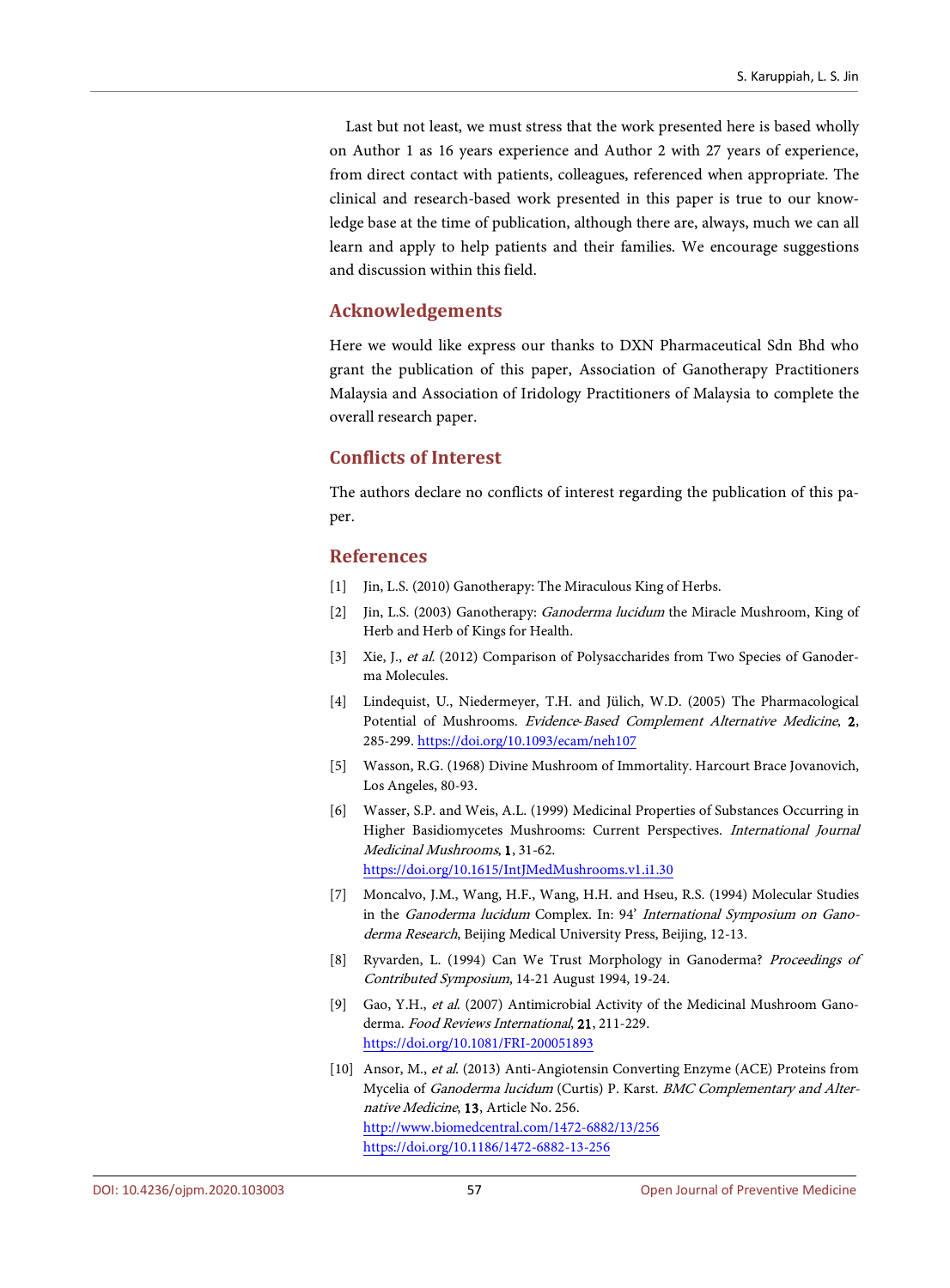Last but not least, we must stress that the work presented here is based wholly on Author 1 as 16 years experience and Author 2 with 27 years of experience, from direct contact with patients, colleagues, referenced when appropriate. The clinical and research-based work presented in this paper is true to our knowledge base at the time of publication, although there are, always, much we can all learn and apply to help patients and their families. We encourage suggestions and discussion within this field.

## Acknowledgements

Here we would like express our thanks to DXN Pharmaceutical Sdn Bhd who grant the publication of this paper, Association of Ganotherapy Practitioners Malaysia and Association of Iridology Practitioners of Malaysia to complete the overall research paper.

## Conflicts of Interest

The authors declare no conflicts of interest regarding the publication of this paper.

## References

[1] Jin, L.S. (2010) Ganotherapy: The Miraculous King of Herbs.

[2] Jin, L.S. (2003) Ganotherapy: *Ganoderma lucidum* the Miracle Mushroom, King of Herb and Herb of Kings for Health.

[3] Xie, J., *et al.* (2012) Comparison of Polysaccharides from Two Species of Ganoderma Molecules.

[4] Lindequist, U., Niedermeyer, T.H. and Jülich, W.D. (2005) The Pharmacological Potential of Mushrooms. *Evidence-Based Complement Alternative Medicine*, **2**, 285-299. https://doi.org/10.1093/ecam/neh107

[5] Wasson, R.G. (1968) Divine Mushroom of Immortality. Harcourt Brace Jovanovich, Los Angeles, 80-93.

[6] Wasser, S.P. and Weis, A.L. (1999) Medicinal Properties of Substances Occurring in Higher Basidiomycetes Mushrooms: Current Perspectives. *International Journal Medicinal Mushrooms*, **1**, 31-62. https://doi.org/10.1615/IntJMedMushrooms.v1.i1.30

[7] Moncalvo, J.M., Wang, H.F., Wang, H.H. and Hseu, R.S. (1994) Molecular Studies in the *Ganoderma lucidum* Complex. In: 94' *International Symposium on Ganoderma Research*, Beijing Medical University Press, Beijing, 12-13.

[8] Ryvarden, L. (1994) Can We Trust Morphology in Ganoderma? *Proceedings of Contributed Symposium*, 14-21 August 1994, 19-24.

[9] Gao, Y.H., *et al.* (2007) Antimicrobial Activity of the Medicinal Mushroom Ganoderma. *Food Reviews International*, **21**, 211-229. https://doi.org/10.1081/FRI-200051893

[10] Ansor, M., *et al.* (2013) Anti-Angiotensin Converting Enzyme (ACE) Proteins from Mycelia of *Ganoderma lucidum* (Curtis) P. Karst. *BMC Complementary and Alternative Medicine*, **13**, Article No. 256. http://www.biomedcentral.com/1472-6882/13/256 https://doi.org/10.1186/1472-6882-13-256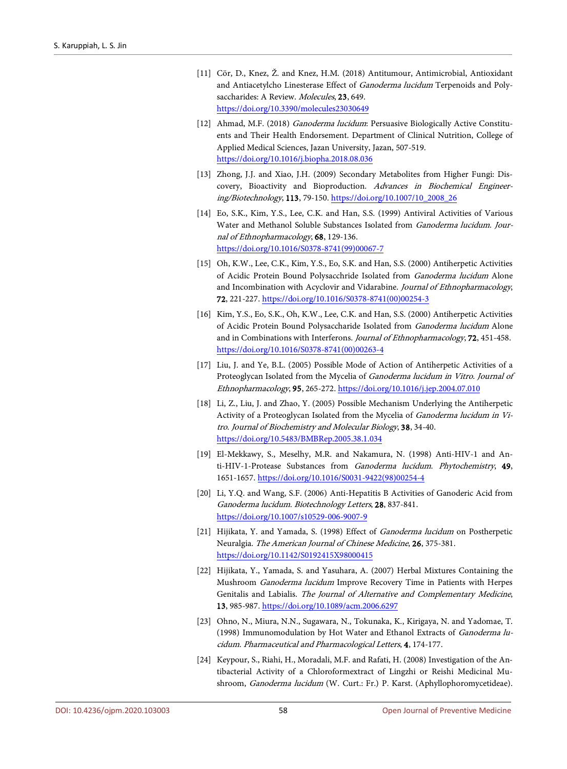[11] Cör, D., Knez, Ž. and Knez, H.M. (2018) Antitumour, Antimicrobial, Antioxidant and Antiacetylcho Linesterase Effect of *Ganoderma lucidum* Terpenoids and Polysaccharides: A Review. *Molecules*, **23**, 649. https://doi.org/10.3390/molecules23030649

[12] Ahmad, M.F. (2018) *Ganoderma lucidum*: Persuasive Biologically Active Constituents and Their Health Endorsement. Department of Clinical Nutrition, College of Applied Medical Sciences, Jazan University, Jazan, 507-519. https://doi.org/10.1016/j.biopha.2018.08.036

[13] Zhong, J.J. and Xiao, J.H. (2009) Secondary Metabolites from Higher Fungi: Discovery, Bioactivity and Bioproduction. *Advances in Biochemical Engineering/Biotechnology*, **113**, 79-150. https://doi.org/10.1007/10_2008_26

[14] Eo, S.K., Kim, Y.S., Lee, C.K. and Han, S.S. (1999) Antiviral Activities of Various Water and Methanol Soluble Substances Isolated from *Ganoderma lucidum*. *Journal of Ethnopharmacology*, **68**, 129-136. https://doi.org/10.1016/S0378-8741(99)00067-7

[15] Oh, K.W., Lee, C.K., Kim, Y.S., Eo, S.K. and Han, S.S. (2000) Antiherpetic Activities of Acidic Protein Bound Polysacchride Isolated from *Ganoderma lucidum* Alone and Incombination with Acyclovir and Vidarabine. *Journal of Ethnopharmacology*, **72**, 221-227. https://doi.org/10.1016/S0378-8741(00)00254-3

[16] Kim, Y.S., Eo, S.K., Oh, K.W., Lee, C.K. and Han, S.S. (2000) Antiherpetic Activities of Acidic Protein Bound Polysaccharide Isolated from *Ganoderma lucidum* Alone and in Combinations with Interferons. *Journal of Ethnopharmacology*, **72**, 451-458. https://doi.org/10.1016/S0378-8741(00)00263-4

[17] Liu, J. and Ye, B.L. (2005) Possible Mode of Action of Antiherpetic Activities of a Proteoglycan Isolated from the Mycelia of *Ganoderma lucidum in Vitro*. *Journal of Ethnopharmacology*, **95**, 265-272. https://doi.org/10.1016/j.jep.2004.07.010

[18] Li, Z., Liu, J. and Zhao, Y. (2005) Possible Mechanism Underlying the Antiherpetic Activity of a Proteoglycan Isolated from the Mycelia of *Ganoderma lucidum in Vitro*. *Journal of Biochemistry and Molecular Biology*, **38**, 34-40. https://doi.org/10.5483/BMBRep.2005.38.1.034

[19] El-Mekkawy, S., Meselhy, M.R. and Nakamura, N. (1998) Anti-HIV-1 and Anti-HIV-1-Protease Substances from *Ganoderma lucidum*. *Phytochemistry*, **49**, 1651-1657. https://doi.org/10.1016/S0031-9422(98)00254-4

[20] Li, Y.Q. and Wang, S.F. (2006) Anti-Hepatitis B Activities of Ganoderic Acid from *Ganoderma lucidum*. *Biotechnology Letters*, **28**, 837-841. https://doi.org/10.1007/s10529-006-9007-9

[21] Hijikata, Y. and Yamada, S. (1998) Effect of *Ganoderma lucidum* on Postherpetic Neuralgia. *The American Journal of Chinese Medicine*, **26**, 375-381. https://doi.org/10.1142/S0192415X98000415

[22] Hijikata, Y., Yamada, S. and Yasuhara, A. (2007) Herbal Mixtures Containing the Mushroom *Ganoderma lucidum* Improve Recovery Time in Patients with Herpes Genitalis and Labialis. *The Journal of Alternative and Complementary Medicine*, **13**, 985-987. https://doi.org/10.1089/acm.2006.6297

[23] Ohno, N., Miura, N.N., Sugawara, N., Tokunaka, K., Kirigaya, N. and Yadomae, T. (1998) Immunomodulation by Hot Water and Ethanol Extracts of *Ganoderma lucidum*. *Pharmaceutical and Pharmacological Letters*, **4**, 174-177.

[24] Keypour, S., Riahi, H., Moradali, M.F. and Rafati, H. (2008) Investigation of the Antibacterial Activity of a Chloroformextract of Lingzhi or Reishi Medicinal Mushroom, *Ganoderma lucidum* (W. Curt.: Fr.) P. Karst. (Aphyllophoromycetideae).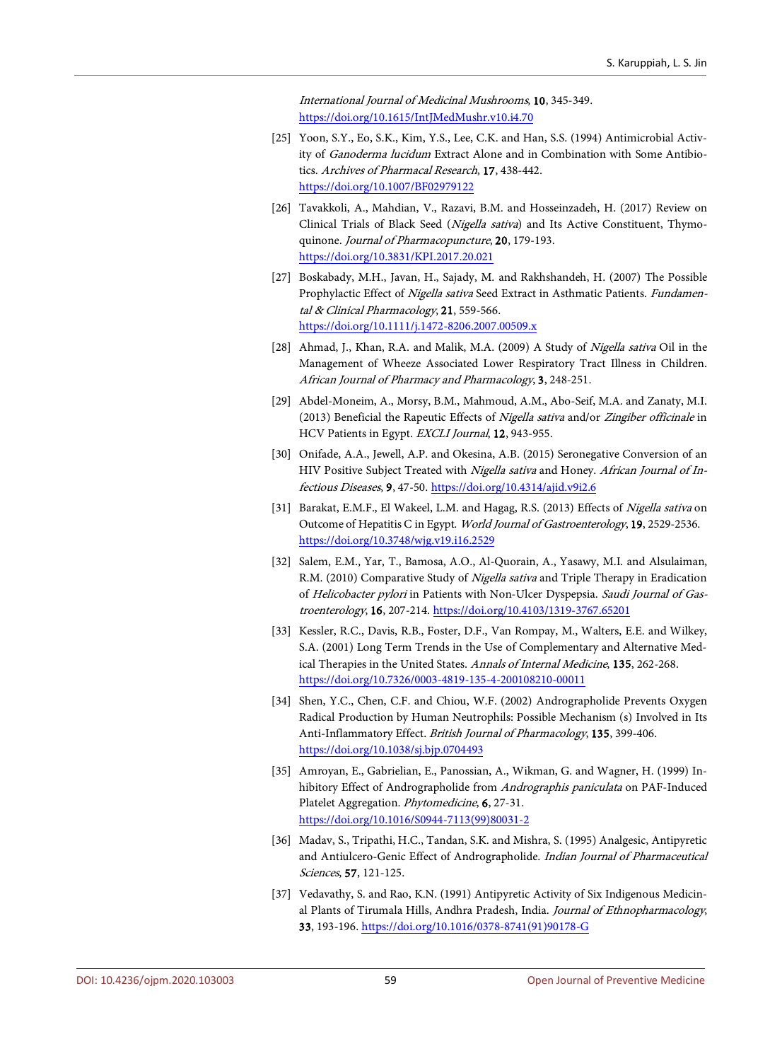*International Journal of Medicinal Mushrooms*, **10**, 345-349. https://doi.org/10.1615/IntJMedMushr.v10.i4.70

[25] Yoon, S.Y., Eo, S.K., Kim, Y.S., Lee, C.K. and Han, S.S. (1994) Antimicrobial Activity of *Ganoderma lucidum* Extract Alone and in Combination with Some Antibiotics. *Archives of Pharmacal Research*, **17**, 438-442. https://doi.org/10.1007/BF02979122

[26] Tavakkoli, A., Mahdian, V., Razavi, B.M. and Hosseinzadeh, H. (2017) Review on Clinical Trials of Black Seed (*Nigella sativa*) and Its Active Constituent, Thymoquinone. *Journal of Pharmacopuncture*, **20**, 179-193. https://doi.org/10.3831/KPI.2017.20.021

[27] Boskabady, M.H., Javan, H., Sajady, M. and Rakhshandeh, H. (2007) The Possible Prophylactic Effect of *Nigella sativa* Seed Extract in Asthmatic Patients. *Fundamental & Clinical Pharmacology*, **21**, 559-566. https://doi.org/10.1111/j.1472-8206.2007.00509.x

[28] Ahmad, J., Khan, R.A. and Malik, M.A. (2009) A Study of *Nigella sativa* Oil in the Management of Wheeze Associated Lower Respiratory Tract Illness in Children. *African Journal of Pharmacy and Pharmacology*, **3**, 248-251.

[29] Abdel-Moneim, A., Morsy, B.M., Mahmoud, A.M., Abo-Seif, M.A. and Zanaty, M.I. (2013) Beneficial the Rapeutic Effects of *Nigella sativa* and/or *Zingiber officinale* in HCV Patients in Egypt. *EXCLI Journal*, **12**, 943-955.

[30] Onifade, A.A., Jewell, A.P. and Okesina, A.B. (2015) Seronegative Conversion of an HIV Positive Subject Treated with *Nigella sativa* and Honey. *African Journal of Infectious Diseases*, **9**, 47-50. https://doi.org/10.4314/ajid.v9i2.6

[31] Barakat, E.M.F., El Wakeel, L.M. and Hagag, R.S. (2013) Effects of *Nigella sativa* on Outcome of Hepatitis C in Egypt. *World Journal of Gastroenterology*, **19**, 2529-2536. https://doi.org/10.3748/wjg.v19.i16.2529

[32] Salem, E.M., Yar, T., Bamosa, A.O., Al-Quorain, A., Yasawy, M.I. and Alsulaiman, R.M. (2010) Comparative Study of *Nigella sativa* and Triple Therapy in Eradication of *Helicobacter pylori* in Patients with Non-Ulcer Dyspepsia. *Saudi Journal of Gastroenterology*, **16**, 207-214. https://doi.org/10.4103/1319-3767.65201

[33] Kessler, R.C., Davis, R.B., Foster, D.F., Van Rompay, M., Walters, E.E. and Wilkey, S.A. (2001) Long Term Trends in the Use of Complementary and Alternative Medical Therapies in the United States. *Annals of Internal Medicine*, **135**, 262-268. https://doi.org/10.7326/0003-4819-135-4-200108210-00011

[34] Shen, Y.C., Chen, C.F. and Chiou, W.F. (2002) Andrographolide Prevents Oxygen Radical Production by Human Neutrophils: Possible Mechanism (s) Involved in Its Anti-Inflammatory Effect. *British Journal of Pharmacology*, **135**, 399-406. https://doi.org/10.1038/sj.bjp.0704493

[35] Amroyan, E., Gabrielian, E., Panossian, A., Wikman, G. and Wagner, H. (1999) Inhibitory Effect of Andrographolide from *Andrographis paniculata* on PAF-Induced Platelet Aggregation. *Phytomedicine*, **6**, 27-31. https://doi.org/10.1016/S0944-7113(99)80031-2

[36] Madav, S., Tripathi, H.C., Tandan, S.K. and Mishra, S. (1995) Analgesic, Antipyretic and Antiulcero-Genic Effect of Andrographolide. *Indian Journal of Pharmaceutical Sciences*, **57**, 121-125.

[37] Vedavathy, S. and Rao, K.N. (1991) Antipyretic Activity of Six Indigenous Medicinal Plants of Tirumala Hills, Andhra Pradesh, India. *Journal of Ethnopharmacology*, **33**, 193-196. https://doi.org/10.1016/0378-8741(91)90178-G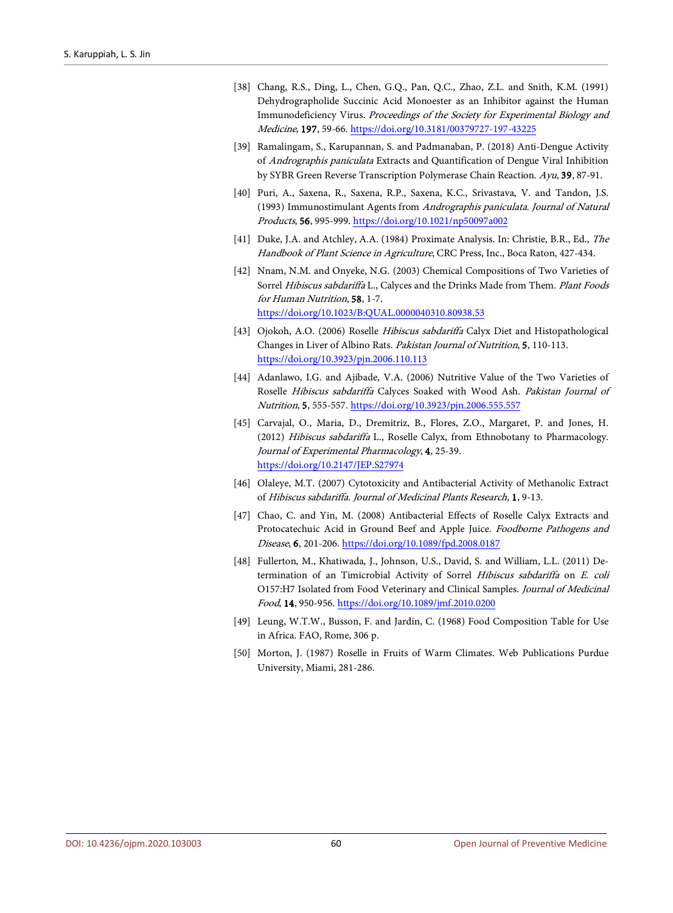[38] Chang, R.S., Ding, L., Chen, G.Q., Pan, Q.C., Zhao, Z.L. and Snith, K.M. (1991) Dehydrographolide Succinic Acid Monoester as an Inhibitor against the Human Immunodeficiency Virus. *Proceedings of the Society for Experimental Biology and Medicine*, **197**, 59-66. https://doi.org/10.3181/00379727-197-43225

[39] Ramalingam, S., Karupannan, S. and Padmanaban, P. (2018) Anti-Dengue Activity of *Andrographis paniculata* Extracts and Quantification of Dengue Viral Inhibition by SYBR Green Reverse Transcription Polymerase Chain Reaction. *Ayu*, **39**, 87-91.

[40] Puri, A., Saxena, R., Saxena, R.P., Saxena, K.C., Srivastava, V. and Tandon, J.S. (1993) Immunostimulant Agents from *Andrographis paniculata*. *Journal of Natural Products*, **56**, 995-999. https://doi.org/10.1021/np50097a002

[41] Duke, J.A. and Atchley, A.A. (1984) Proximate Analysis. In: Christie, B.R., Ed., *The Handbook of Plant Science in Agriculture*, CRC Press, Inc., Boca Raton, 427-434.

[42] Nnam, N.M. and Onyeke, N.G. (2003) Chemical Compositions of Two Varieties of Sorrel *Hibiscus sabdariffa* L., Calyces and the Drinks Made from Them. *Plant Foods for Human Nutrition*, **58**, 1-7. https://doi.org/10.1023/B:QUAL.0000040310.80938.53

[43] Ojokoh, A.O. (2006) Roselle *Hibiscus sabdariffa* Calyx Diet and Histopathological Changes in Liver of Albino Rats. *Pakistan Journal of Nutrition*, **5**, 110-113. https://doi.org/10.3923/pjn.2006.110.113

[44] Adanlawo, I.G. and Ajibade, V.A. (2006) Nutritive Value of the Two Varieties of Roselle *Hibiscus sabdariffa* Calyces Soaked with Wood Ash. *Pakistan Journal of Nutrition*, **5**, 555-557. https://doi.org/10.3923/pjn.2006.555.557

[45] Carvajal, O., Maria, D., Dremitriz, B., Flores, Z.O., Margaret, P. and Jones, H. (2012) *Hibiscus sabdariffa* L., Roselle Calyx, from Ethnobotany to Pharmacology. *Journal of Experimental Pharmacology*, **4**, 25-39. https://doi.org/10.2147/JEP.S27974

[46] Olaleye, M.T. (2007) Cytotoxicity and Antibacterial Activity of Methanolic Extract of *Hibiscus sabdariffa*. *Journal of Medicinal Plants Research*, **1**, 9-13.

[47] Chao, C. and Yin, M. (2008) Antibacterial Effects of Roselle Calyx Extracts and Protocatechuic Acid in Ground Beef and Apple Juice. *Foodborne Pathogens and Disease*, **6**, 201-206. https://doi.org/10.1089/fpd.2008.0187

[48] Fullerton, M., Khatiwada, J., Johnson, U.S., David, S. and William, L.L. (2011) Determination of an Timicrobial Activity of Sorrel *Hibiscus sabdariffa* on *E. coli* O157:H7 Isolated from Food Veterinary and Clinical Samples. *Journal of Medicinal Food*, **14**, 950-956. https://doi.org/10.1089/jmf.2010.0200

[49] Leung, W.T.W., Busson, F. and Jardin, C. (1968) Food Composition Table for Use in Africa. FAO, Rome, 306 p.

[50] Morton, J. (1987) Roselle in Fruits of Warm Climates. Web Publications Purdue University, Miami, 281-286.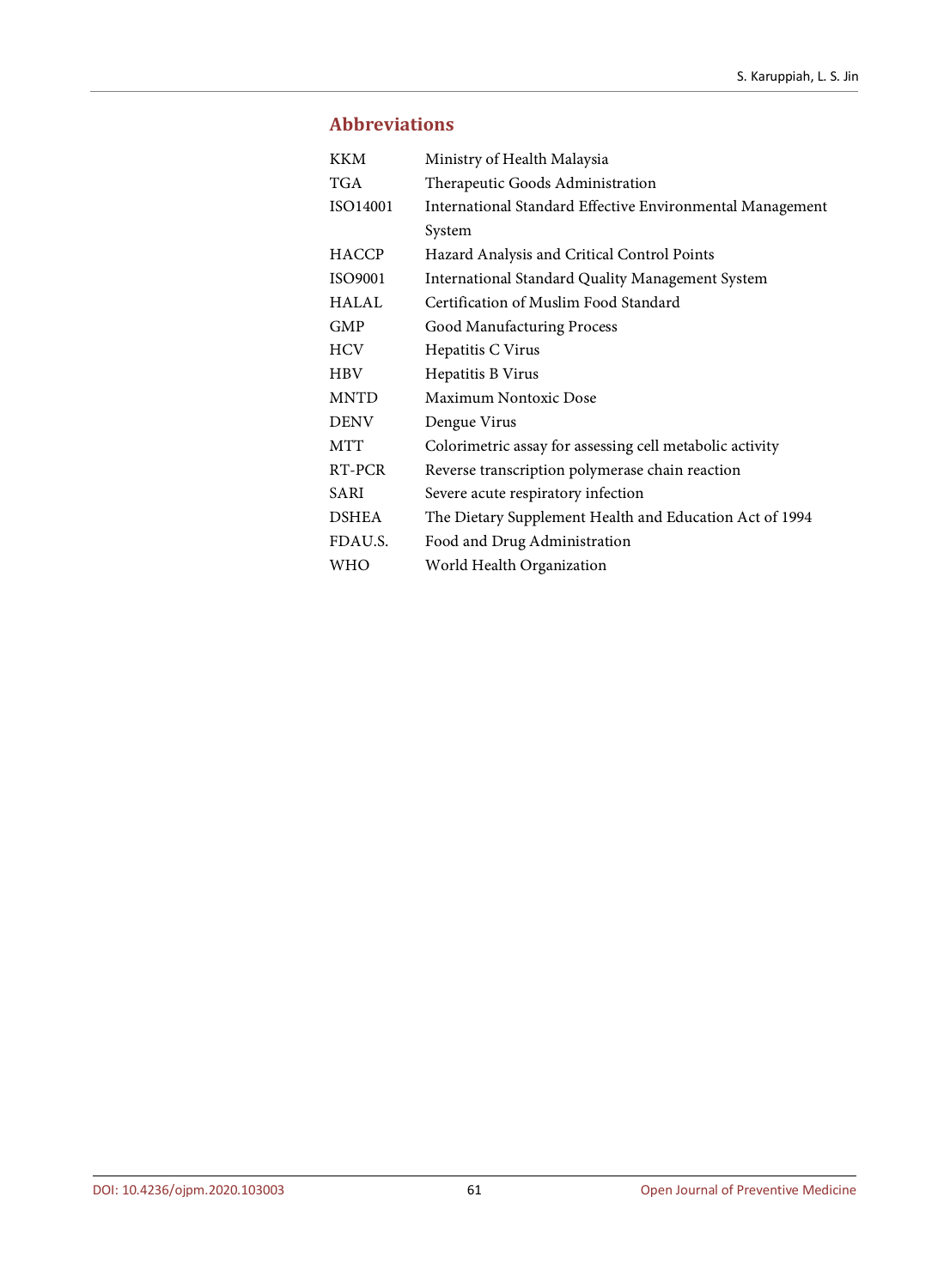## Abbreviations

| | |
|---|---|
| KKM | Ministry of Health Malaysia |
| TGA | Therapeutic Goods Administration |
| ISO14001 | International Standard Effective Environmental Management System |
| HACCP | Hazard Analysis and Critical Control Points |
| ISO9001 | International Standard Quality Management System |
| HALAL | Certification of Muslim Food Standard |
| GMP | Good Manufacturing Process |
| HCV | Hepatitis C Virus |
| HBV | Hepatitis B Virus |
| MNTD | Maximum Nontoxic Dose |
| DENV | Dengue Virus |
| MTT | Colorimetric assay for assessing cell metabolic activity |
| RT-PCR | Reverse transcription polymerase chain reaction |
| SARI | Severe acute respiratory infection |
| DSHEA | The Dietary Supplement Health and Education Act of 1994 |
| FDAU.S. | Food and Drug Administration |
| WHO | World Health Organization |